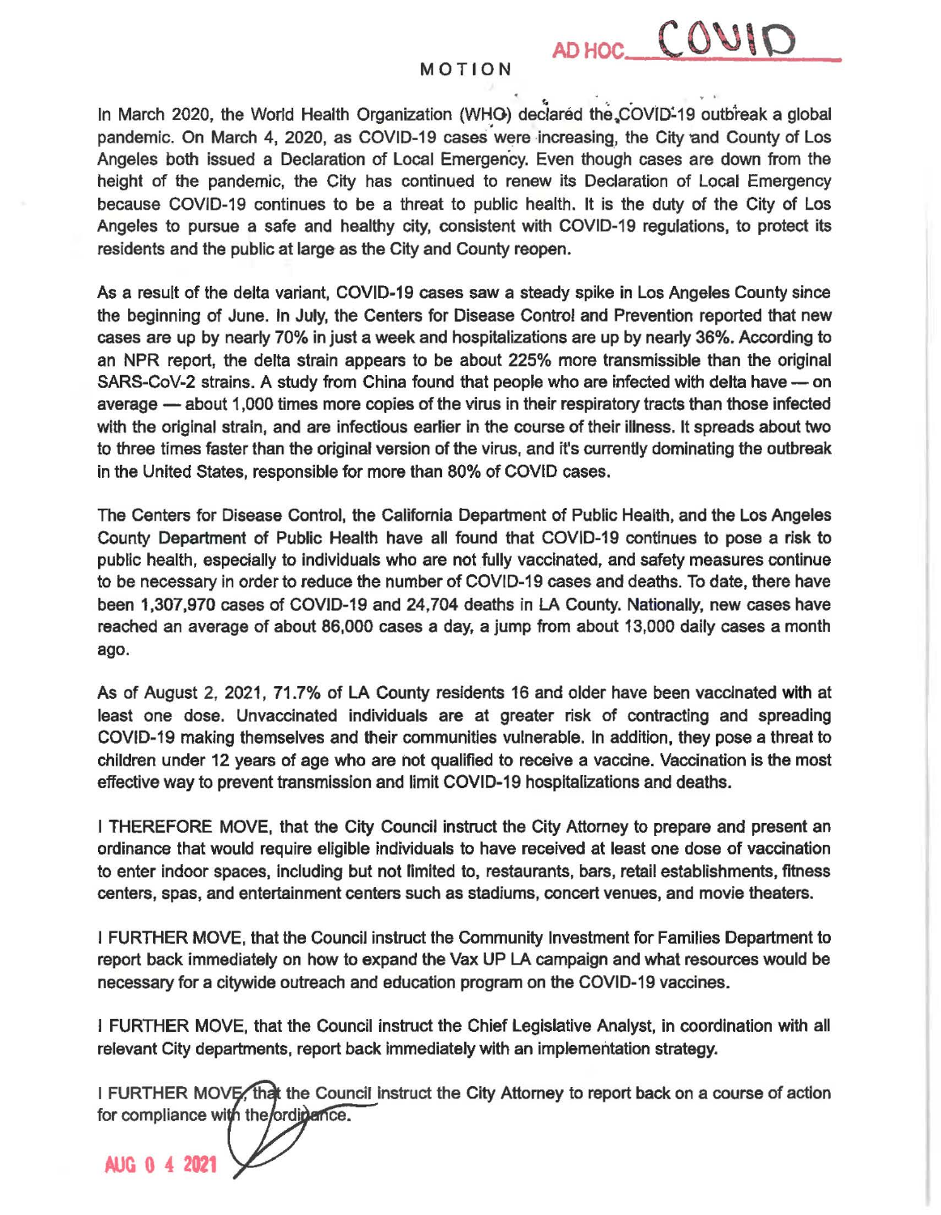AD HOC COVID

# MOTION

In March 2020, the World Health Organization (WHO) declared the COVID-19 outbreak a global pandemic. On March 4, 2020, as COVID-19 cases were increasing, the City and County of Los Angeles both issued a Declaration of Local Emergency. Even though cases are down from the height of the pandemic, the City has continued to renew its Declaration of Local Emergency because COVID-19 continues to be a threat to public health. It is the duty of the City of Los Angeles to pursue a safe and healthy city, consistent with COVID-19 regulations, to protect its residents and the public at large as the City and County reopen.

As a result of the delta variant, COVID-19 cases saw a steady spike in Los Angeles County since the beginning of June. In July, the Centers for Disease Control and Prevention reported that new cases are up by nearly 70% in just a week and hospitalizations are up by nearly 36%. According to an NPR report, the delta strain appears to be about 225% more transmissible than the original SARS-CoV-2 strains. A study from China found that people who are infected with delta have — on average — about 1,000 times more copies of the virus in their respiratory tracts than those infected with the original strain, and are infectious earlier in the course of their illness. It spreads about two to three times faster than the original version of the virus, and it's currently dominating the outbreak in the United States, responsible for more than 80% of COVID cases.

The Centers for Disease Control, the California Department of Public Health, and the Los Angeles County Department of Public Health have all found that COVID-19 continues to pose a risk to public health, especially to individuals who are not fully vaccinated, and safety measures continue to be necessary in order to reduce the number of COVID-19 cases and deaths. To date, there have been 1,307,970 cases of COVID-19 and 24,704 deaths in LA County. Nationally, new cases have reached an average of about 86,000 cases a day, a jump from about 13,000 daily cases a month ago.

As of August 2, 2021, 71.7% of LA County residents 16 and older have been vaccinated with at least one dose. Unvaccinated individuals are at greater risk of contracting and spreading COVID-19 making themselves and their communities vulnerable. In addition, they pose a threat to children under 12 years of age who are not qualified to receive a vaccine. Vaccination is the most effective way to prevent transmission and limit COVID-19 hospitalizations and deaths.

I THEREFORE MOVE, that the City Council instruct the City Attorney to prepare and present an ordinance that would require eligible individuals to have received at least one dose of vaccination to enter indoor spaces, including but not limited to, restaurants, bars, retail establishments, fitness centers, spas, and entertainment centers such as stadiums, concert venues, and movie theaters.

I FURTHER MOVE, that the Council instruct the Community Investment for Families Department to report back immediately on how to expand the Vax UP LA campaign and what resources would be necessary for a citywide outreach and education program on the COVID-19 vaccines.

I FURTHER MOVE, that the Council instruct the Chief Legislative Analyst, in coordination with all relevant City departments, report back immediately with an implementation strategy.

I FURTHER MOVE, that the Council instruct the City Attorney to report back on a course of action for compliance with the ordinance.

AUG 0 4 2021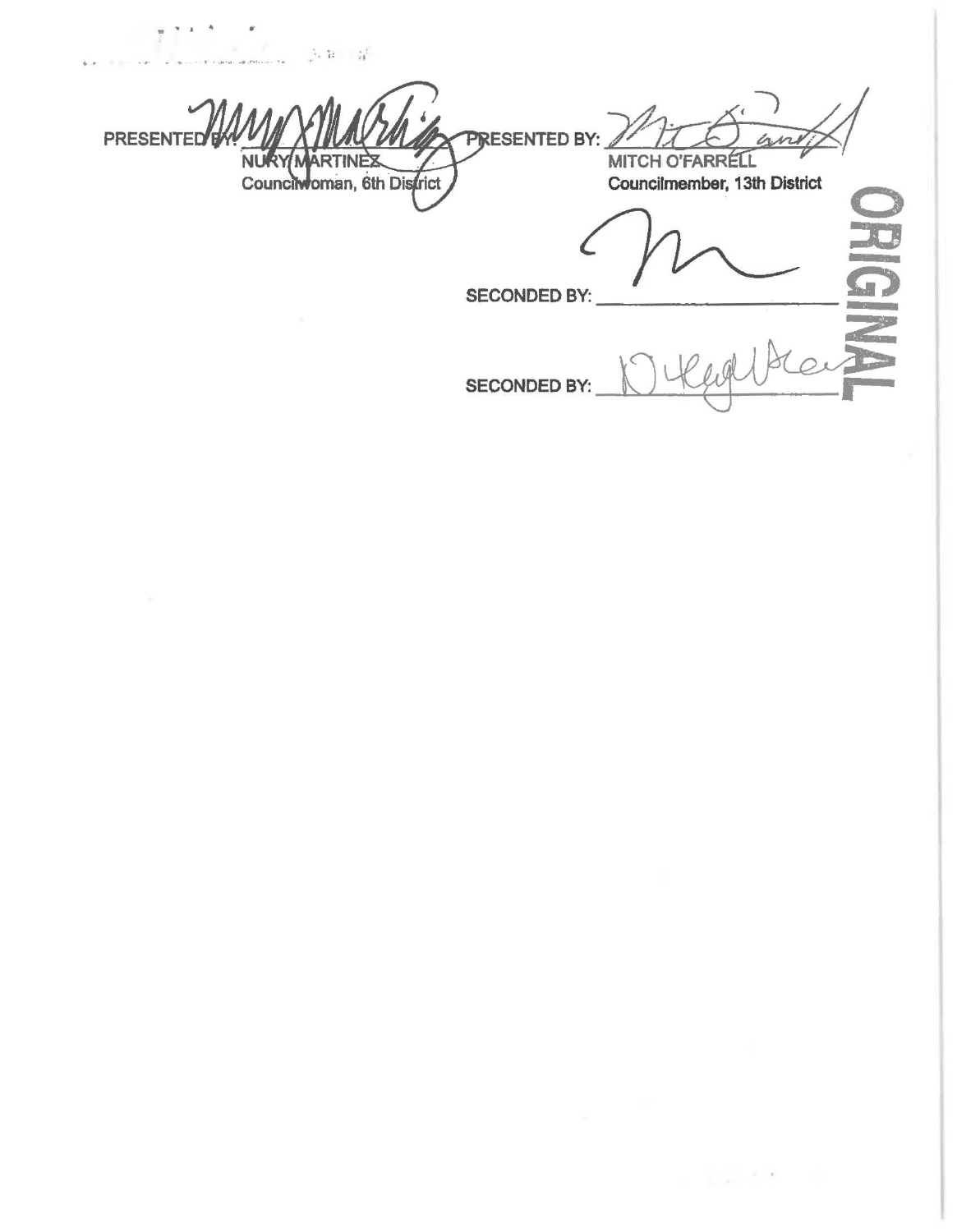PRESENTED BY: ____________________
NURY MARTINEZ
Councilwoman, 6th District

PRESENTED BY: ____________________
MITCH O'FARRELL
Councilmember, 13th District

SECONDED BY: ____________________

SECONDED BY: ____________________

ORIGINAL